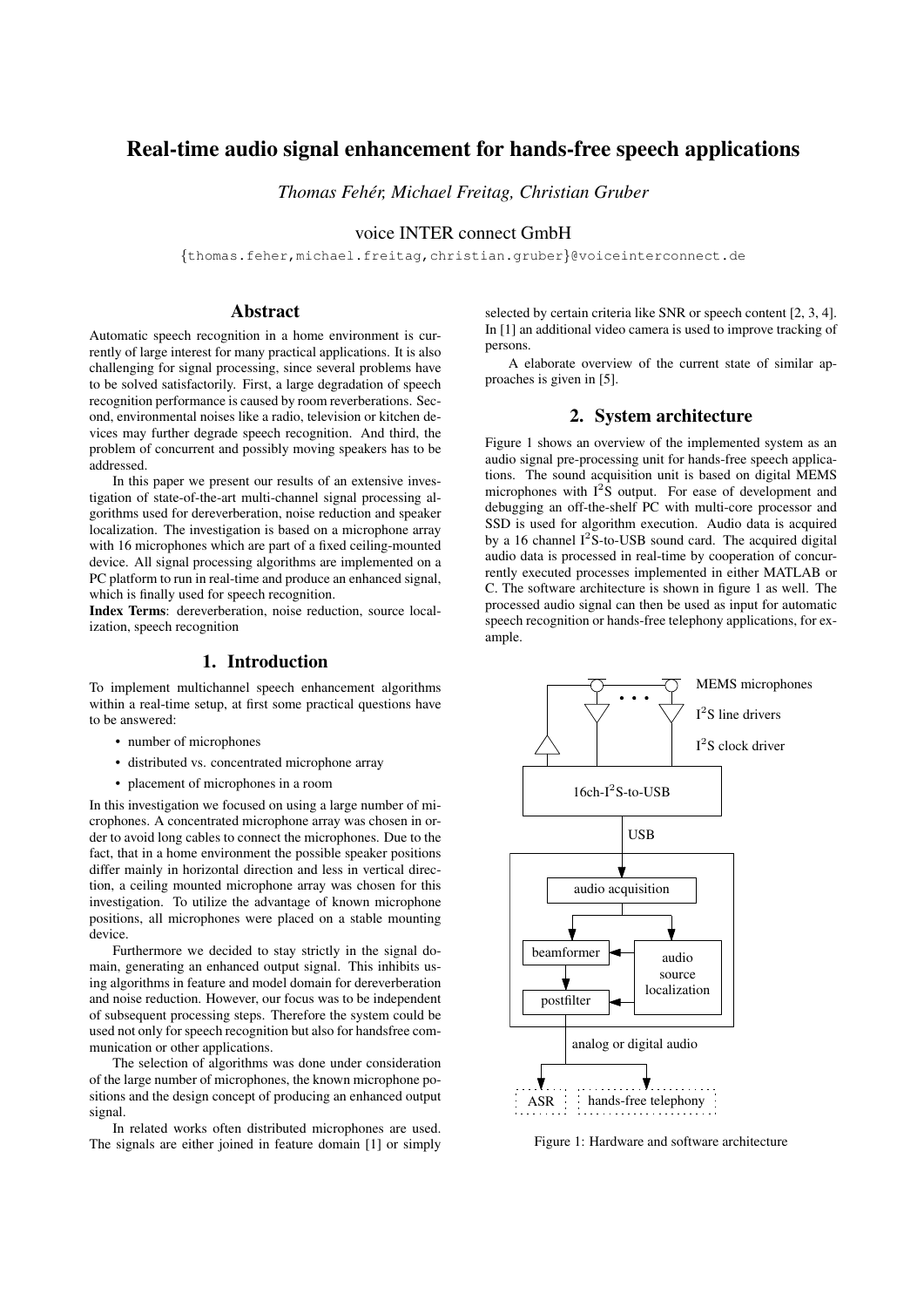# Real-time audio signal enhancement for hands-free speech applications

*Thomas Fehér, Michael Freitag, Christian Gruber*

voice INTER connect GmbH

{thomas.feher,michael.freitag,christian.gruber}@voiceinterconnect.de

## Abstract

Automatic speech recognition in a home environment is currently of large interest for many practical applications. It is also challenging for signal processing, since several problems have to be solved satisfactorily. First, a large degradation of speech recognition performance is caused by room reverberations. Second, environmental noises like a radio, television or kitchen devices may further degrade speech recognition. And third, the problem of concurrent and possibly moving speakers has to be addressed.

In this paper we present our results of an extensive investigation of state-of-the-art multi-channel signal processing algorithms used for dereverberation, noise reduction and speaker localization. The investigation is based on a microphone array with 16 microphones which are part of a fixed ceiling-mounted device. All signal processing algorithms are implemented on a PC platform to run in real-time and produce an enhanced signal, which is finally used for speech recognition.

**Index Terms**: dereverberation, noise reduction, source localization, speech recognition

## 1. Introduction

To implement multichannel speech enhancement algorithms within a real-time setup, at first some practical questions have to be answered:

- number of microphones
- distributed vs. concentrated microphone array
- placement of microphones in a room

In this investigation we focused on using a large number of microphones. A concentrated microphone array was chosen in order to avoid long cables to connect the microphones. Due to the fact, that in a home environment the possible speaker positions differ mainly in horizontal direction and less in vertical direction, a ceiling mounted microphone array was chosen for this investigation. To utilize the advantage of known microphone positions, all microphones were placed on a stable mounting device.

Furthermore we decided to stay strictly in the signal domain, generating an enhanced output signal. This inhibits using algorithms in feature and model domain for dereverberation and noise reduction. However, our focus was to be independent of subsequent processing steps. Therefore the system could be used not only for speech recognition but also for handsfree communication or other applications.

The selection of algorithms was done under consideration of the large number of microphones, the known microphone positions and the design concept of producing an enhanced output signal.

In related works often distributed microphones are used. The signals are either joined in feature domain [1] or simply selected by certain criteria like SNR or speech content [2, 3, 4]. In [1] an additional video camera is used to improve tracking of persons.

A elaborate overview of the current state of similar approaches is given in [5].

## 2. System architecture

Figure 1 shows an overview of the implemented system as an audio signal pre-processing unit for hands-free speech applications. The sound acquisition unit is based on digital MEMS microphones with $I^2S$ output. For ease of development and debugging an off-the-shelf PC with multi-core processor and SSD is used for algorithm execution. Audio data is acquired by a 16 channel $I^2S$-to-USB sound card. The acquired digital audio data is processed in real-time by cooperation of concurrently executed processes implemented in either MATLAB or C. The software architecture is shown in figure 1 as well. The processed audio signal can then be used as input for automatic speech recognition or hands-free telephony applications, for example.

Figure 1: Hardware and software architecture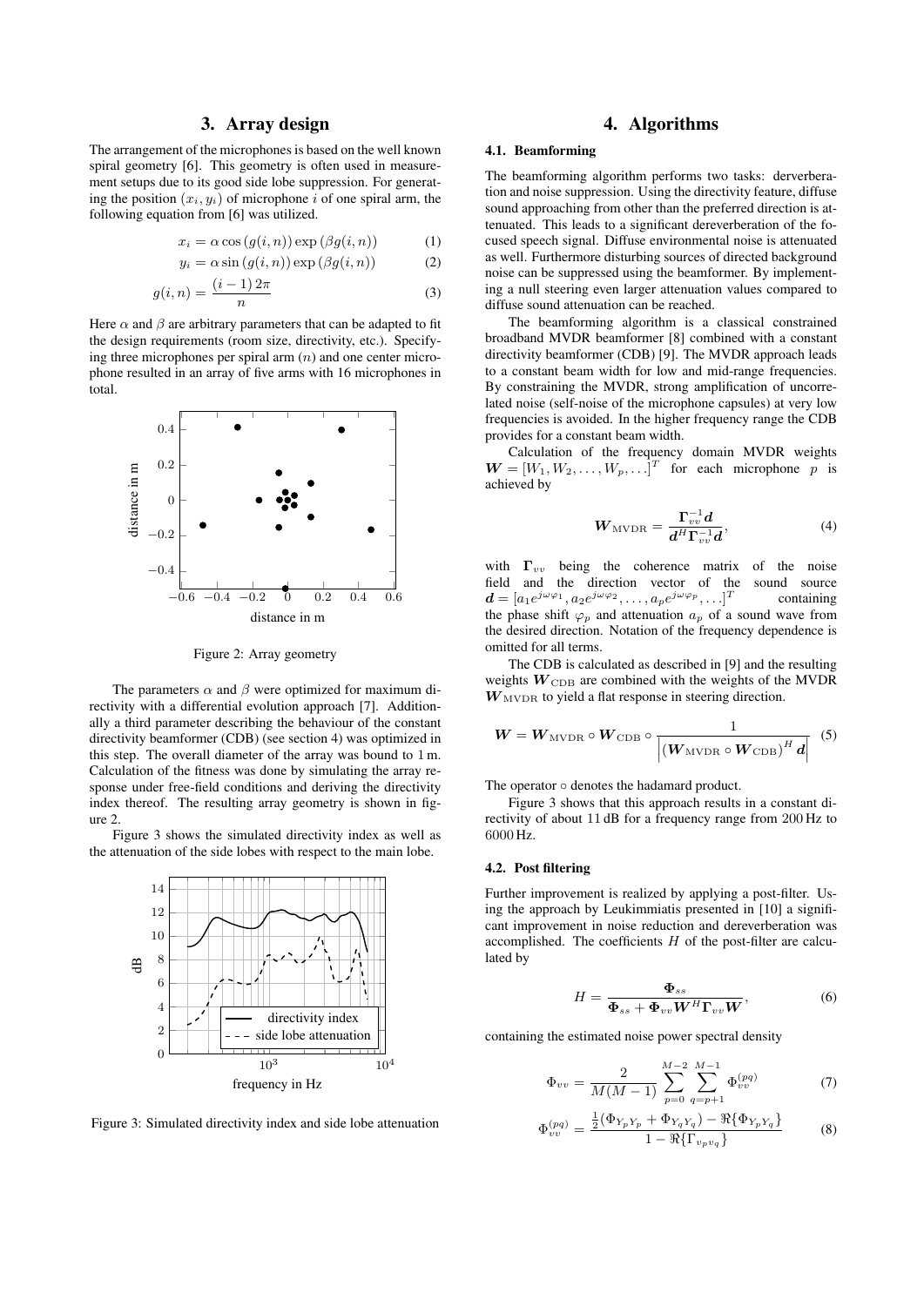## 3. Array design

The arrangement of the microphones is based on the well known spiral geometry [6]. This geometry is often used in measurement setups due to its good side lobe suppression. For generating the position $(x_i, y_i)$ of microphone $i$ of one spiral arm, the following equation from [6] was utilized.

$$x_i = \alpha \cos(g(i,n)) \exp(\beta g(i,n)) \tag{1}$$

$$y_i = \alpha \sin(g(i,n)) \exp(\beta g(i,n)) \tag{2}$$

$$g(i,n) = \frac{(i-1)\,2\pi}{n} \tag{3}$$

Here $\alpha$ and $\beta$ are arbitrary parameters that can be adapted to fit the design requirements (room size, directivity, etc.). Specifying three microphones per spiral arm ($n$) and one center microphone resulted in an array of five arms with 16 microphones in total.

Figure 2: Array geometry

The parameters $\alpha$ and $\beta$ were optimized for maximum directivity with a differential evolution approach [7]. Additionally a third parameter describing the behaviour of the constant directivity beamformer (CDB) (see section 4) was optimized in this step. The overall diameter of the array was bound to 1 m. Calculation of the fitness was done by simulating the array response under free-field conditions and deriving the directivity index thereof. The resulting array geometry is shown in figure 2.

Figure 3 shows the simulated directivity index as well as the attenuation of the side lobes with respect to the main lobe.

Figure 3: Simulated directivity index and side lobe attenuation

## 4. Algorithms

### 4.1. Beamforming

The beamforming algorithm performs two tasks: derverberation and noise suppression. Using the directivity feature, diffuse sound approaching from other than the preferred direction is attenuated. This leads to a significant dereverberation of the focused speech signal. Diffuse environmental noise is attenuated as well. Furthermore disturbing sources of directed background noise can be suppressed using the beamformer. By implementing a null steering even larger attenuation values compared to diffuse sound attenuation can be reached.

The beamforming algorithm is a classical constrained broadband MVDR beamformer [8] combined with a constant directivity beamformer (CDB) [9]. The MVDR approach leads to a constant beam width for low and mid-range frequencies. By constraining the MVDR, strong amplification of uncorrelated noise (self-noise of the microphone capsules) at very low frequencies is avoided. In the higher frequency range the CDB provides for a constant beam width.

Calculation of the frequency domain MVDR weights $\boldsymbol{W} = [W_1, W_2, \ldots, W_p, \ldots]^T$ for each microphone $p$ is achieved by

$$\boldsymbol{W}_{\mathrm{MVDR}} = \frac{\boldsymbol{\Gamma}_{vv}^{-1}\boldsymbol{d}}{\boldsymbol{d}^H \boldsymbol{\Gamma}_{vv}^{-1}\boldsymbol{d}}, \tag{4}$$

with $\boldsymbol{\Gamma}_{vv}$ being the coherence matrix of the noise field and the direction vector of the sound source $\boldsymbol{d} = [a_1 e^{j\omega\varphi_1}, a_2 e^{j\omega\varphi_2}, \ldots, a_p e^{j\omega\varphi_p}, \ldots]^T$ containing the phase shift $\varphi_p$ and attenuation $a_p$ of a sound wave from the desired direction. Notation of the frequency dependence is omitted for all terms.

The CDB is calculated as described in [9] and the resulting weights $\boldsymbol{W}_{\mathrm{CDB}}$ are combined with the weights of the MVDR $\boldsymbol{W}_{\mathrm{MVDR}}$ to yield a flat response in steering direction.

$$\boldsymbol{W} = \boldsymbol{W}_{\mathrm{MVDR}} \circ \boldsymbol{W}_{\mathrm{CDB}} \circ \frac{1}{\left|\left(\boldsymbol{W}_{\mathrm{MVDR}} \circ \boldsymbol{W}_{\mathrm{CDB}}\right)^H \boldsymbol{d}\right|} \tag{5}$$

The operator $\circ$ denotes the hadamard product.

Figure 3 shows that this approach results in a constant directivity of about 11 dB for a frequency range from 200 Hz to 6000 Hz.

### 4.2. Post filtering

Further improvement is realized by applying a post-filter. Using the approach by Leukimmiatis presented in [10] a significant improvement in noise reduction and dereverberation was accomplished. The coefficients $H$ of the post-filter are calculated by

$$H = \frac{\boldsymbol{\Phi}_{ss}}{\boldsymbol{\Phi}_{ss} + \boldsymbol{\Phi}_{vv}\boldsymbol{W}^H \boldsymbol{\Gamma}_{vv}\boldsymbol{W}}, \tag{6}$$

containing the estimated noise power spectral density

$$\Phi_{vv} = \frac{2}{M(M-1)} \sum_{p=0}^{M-2} \sum_{q=p+1}^{M-1} \Phi_{vv}^{(pq)} \tag{7}$$

$$\Phi_{vv}^{(pq)} = \frac{\frac{1}{2}(\Phi_{Y_pY_p} + \Phi_{Y_qY_q}) - \Re\{\Phi_{Y_pY_q}\}}{1 - \Re\{\Gamma_{v_pv_q}\}} \tag{8}$$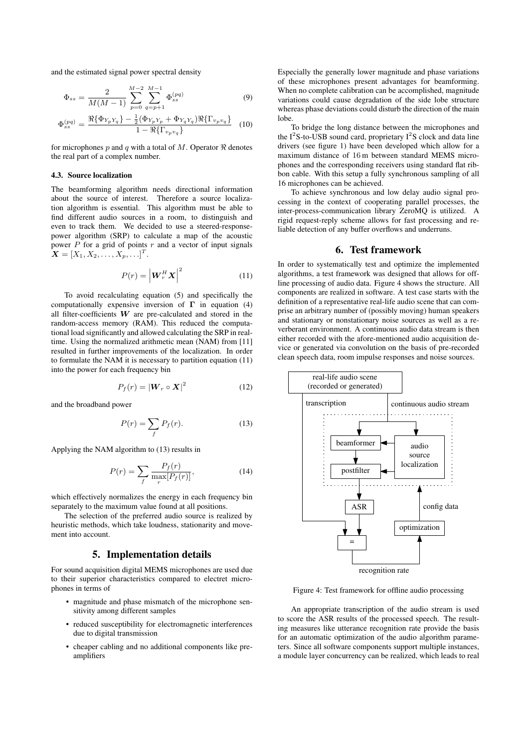and the estimated signal power spectral density

$$\Phi_{ss} = \frac{2}{M(M-1)} \sum_{p=0}^{M-2} \sum_{q=p+1}^{M-1} \Phi_{ss}^{(pq)} \tag{9}$$

$$\Phi_{ss}^{(pq)} = \frac{\Re\{\Phi_{Y_pY_q}\} - \frac{1}{2}(\Phi_{Y_pY_p} + \Phi_{Y_qY_q})\Re\{\Gamma_{v_pv_q}\}}{1 - \Re\{\Gamma_{v_pv_q}\}} \tag{10}$$

for microphones $p$ and $q$ with a total of $M$. Operator $\Re$ denotes the real part of a complex number.

### 4.3. Source localization

The beamforming algorithm needs directional information about the source of interest. Therefore a source localization algorithm is essential. This algorithm must be able to find different audio sources in a room, to distinguish and even to track them. We decided to use a steered-response-power algorithm (SRP) to calculate a map of the acoustic power $P$ for a grid of points $r$ and a vector of input signals $\boldsymbol{X} = [X_1, X_2, \ldots, X_p, \ldots]^T$.

$$P(r) = \left|\boldsymbol{W}_r^H \boldsymbol{X}\right|^2 \tag{11}$$

To avoid recalculating equation (5) and specifically the computationally expensive inversion of $\boldsymbol{\Gamma}$ in equation (4) all filter-coefficients $\boldsymbol{W}$ are pre-calculated and stored in the random-access memory (RAM). This reduced the computational load significantly and allowed calculating the SRP in real-time. Using the normalized arithmetic mean (NAM) from [11] resulted in further improvements of the localization. In order to formulate the NAM it is necessary to partition equation (11) into the power for each frequency bin

$$P_f(r) = |\boldsymbol{W}_r \circ \boldsymbol{X}|^2 \tag{12}$$

and the broadband power

$$P(r) = \sum_f P_f(r). \tag{13}$$

Applying the NAM algorithm to (13) results in

$$P(r) = \sum_f \frac{P_f(r)}{\max_r [P_f(r)]}, \tag{14}$$

which effectively normalizes the energy in each frequency bin separately to the maximum value found at all positions.

The selection of the preferred audio source is realized by heuristic methods, which take loudness, stationarity and movement into account.

## 5. Implementation details

For sound acquisition digital MEMS microphones are used due to their superior characteristics compared to electret microphones in terms of

- magnitude and phase mismatch of the microphone sensitivity among different samples
- reduced susceptibility for electromagnetic interferences due to digital transmission
- cheaper cabling and no additional components like pre-amplifiers

Especially the generally lower magnitude and phase variations of these microphones present advantages for beamforming. When no complete calibration can be accomplished, magnitude variations could cause degradation of the side lobe structure whereas phase deviations could disturb the direction of the main lobe.

To bridge the long distance between the microphones and the I$^2$S-to-USB sound card, proprietary I$^2$S clock and data line drivers (see figure 1) have been developed which allow for a maximum distance of 16 m between standard MEMS microphones and the corresponding receivers using standard flat ribbon cable. With this setup a fully synchronous sampling of all 16 microphones can be achieved.

To achieve synchronous and low delay audio signal processing in the context of cooperating parallel processes, the inter-process-communication library ZeroMQ is utilized. A rigid request-reply scheme allows for fast processing and reliable detection of any buffer overflows and underruns.

## 6. Test framework

In order to systematically test and optimize the implemented algorithms, a test framework was designed that allows for offline processing of audio data. Figure 4 shows the structure. All components are realized in software. A test case starts with the definition of a representative real-life audio scene that can comprise an arbitrary number of (possibly moving) human speakers and stationary or nonstationary noise sources as well as a reverberant environment. A continuous audio data stream is then either recorded with the afore-mentioned audio acquisition device or generated via convolution on the basis of pre-recorded clean speech data, room impulse responses and noise sources.

real-life audio scene (recorded or generated) — transcription — continuous audio stream — beamformer — audio source localization — postfilter — ASR — = — optimization — config data — recognition rate

Figure 4: Test framework for offline audio processing

An appropriate transcription of the audio stream is used to score the ASR results of the processed speech. The resulting measures like utterance recognition rate provide the basis for an automatic optimization of the audio algorithm parameters. Since all software components support multiple instances, a module layer concurrency can be realized, which leads to real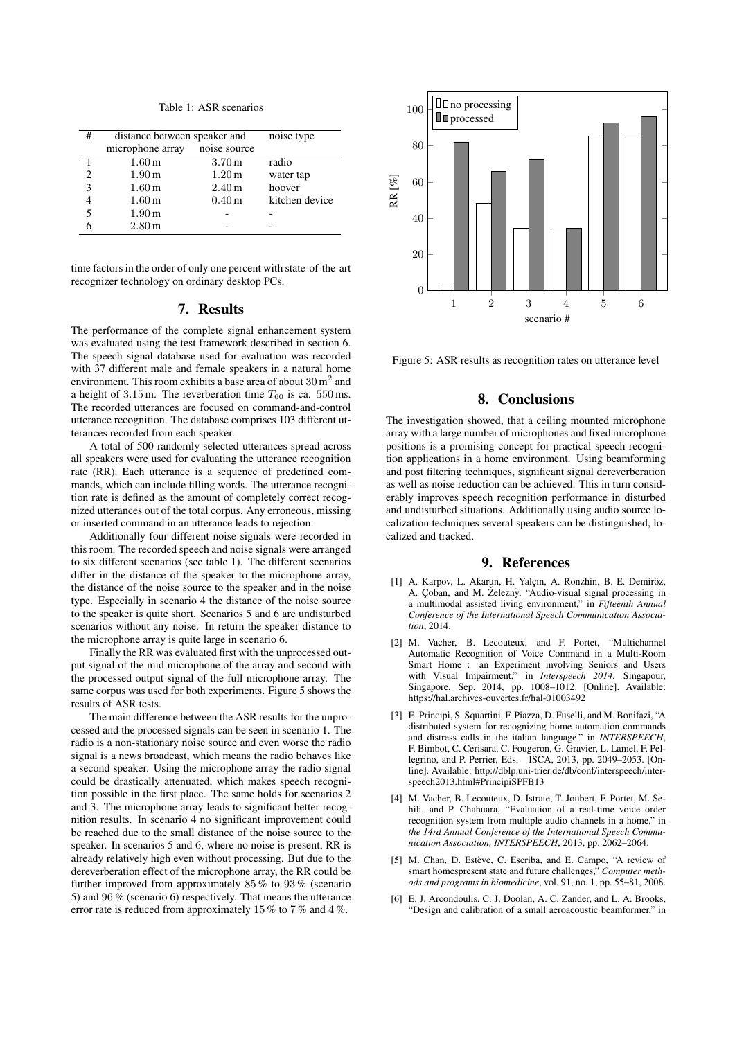Table 1: ASR scenarios

| # | distance between speaker and microphone array | noise source | noise type |
|---|---|---|---|
| 1 | 1.60 m | 3.70 m | radio |
| 2 | 1.90 m | 1.20 m | water tap |
| 3 | 1.60 m | 2.40 m | hoover |
| 4 | 1.60 m | 0.40 m | kitchen device |
| 5 | 1.90 m | - | - |
| 6 | 2.80 m | - | - |

time factors in the order of only one percent with state-of-the-art recognizer technology on ordinary desktop PCs.

## 7. Results

The performance of the complete signal enhancement system was evaluated using the test framework described in section 6. The speech signal database used for evaluation was recorded with 37 different male and female speakers in a natural home environment. This room exhibits a base area of about $30\,\mathrm{m}^2$ and a height of $3.15\,\mathrm{m}$. The reverberation time $T_{60}$ is ca. $550\,\mathrm{ms}$. The recorded utterances are focused on command-and-control utterance recognition. The database comprises 103 different utterances recorded from each speaker.

A total of 500 randomly selected utterances spread across all speakers were used for evaluating the utterance recognition rate (RR). Each utterance is a sequence of predefined commands, which can include filling words. The utterance recognition rate is defined as the amount of completely correct recognized utterances out of the total corpus. Any erroneous, missing or inserted command in an utterance leads to rejection.

Additionally four different noise signals were recorded in this room. The recorded speech and noise signals were arranged to six different scenarios (see table 1). The different scenarios differ in the distance of the speaker to the microphone array, the distance of the noise source to the speaker and in the noise type. Especially in scenario 4 the distance of the noise source to the speaker is quite short. Scenarios 5 and 6 are undisturbed scenarios without any noise. In return the speaker distance to the microphone array is quite large in scenario 6.

Finally the RR was evaluated first with the unprocessed output signal of the mid microphone of the array and second with the processed output signal of the full microphone array. The same corpus was used for both experiments. Figure 5 shows the results of ASR tests.

The main difference between the ASR results for the unprocessed and the processed signals can be seen in scenario 1. The radio is a non-stationary noise source and even worse the radio signal is a news broadcast, which means the radio behaves like a second speaker. Using the microphone array the radio signal could be drastically attenuated, which makes speech recognition possible in the first place. The same holds for scenarios 2 and 3. The microphone array leads to significant better recognition results. In scenario 4 no significant improvement could be reached due to the small distance of the noise source to the speaker. In scenarios 5 and 6, where no noise is present, RR is already relatively high even without processing. But due to the dereverberation effect of the microphone array, the RR could be further improved from approximately $85\,\%$ to $93\,\%$ (scenario 5) and $96\,\%$ (scenario 6) respectively. That means the utterance error rate is reduced from approximately $15\,\%$ to $7\,\%$ and $4\,\%$.

Figure 5: ASR results as recognition rates on utterance level

## 8. Conclusions

The investigation showed, that a ceiling mounted microphone array with a large number of microphones and fixed microphone positions is a promising concept for practical speech recognition applications in a home environment. Using beamforming and post filtering techniques, significant signal dereverberation as well as noise reduction can be achieved. This in turn considerably improves speech recognition performance in disturbed and undisturbed situations. Additionally using audio source localization techniques several speakers can be distinguished, localized and tracked.

## 9. References

[1] A. Karpov, L. Akarun, H. Yalçın, A. Ronzhin, B. E. Demiröz, A. Çoban, and M. Železný, "Audio-visual signal processing in a multimodal assisted living environment," in *Fifteenth Annual Conference of the International Speech Communication Association*, 2014.

[2] M. Vacher, B. Lecouteux, and F. Portet, "Multichannel Automatic Recognition of Voice Command in a Multi-Room Smart Home : an Experiment involving Seniors and Users with Visual Impairment," in *Interspeech 2014*, Singapour, Singapore, Sep. 2014, pp. 1008–1012. [Online]. Available: https://hal.archives-ouvertes.fr/hal-01003492

[3] E. Principi, S. Squartini, F. Piazza, D. Fuselli, and M. Bonifazi, "A distributed system for recognizing home automation commands and distress calls in the italian language." in *INTERSPEECH*, F. Bimbot, C. Cerisara, C. Fougeron, G. Gravier, L. Lamel, F. Pellegrino, and P. Perrier, Eds. ISCA, 2013, pp. 2049–2053. [Online]. Available: http://dblp.uni-trier.de/db/conf/interspeech/interspeech2013.html#PrincipiSPFB13

[4] M. Vacher, B. Lecouteux, D. Istrate, T. Joubert, F. Portet, M. Sehili, and P. Chahuara, "Evaluation of a real-time voice order recognition system from multiple audio channels in a home," in *the 14rd Annual Conference of the International Speech Communication Association, INTERSPEECH*, 2013, pp. 2062–2064.

[5] M. Chan, D. Estève, C. Escriba, and E. Campo, "A review of smart homespresent state and future challenges," *Computer methods and programs in biomedicine*, vol. 91, no. 1, pp. 55–81, 2008.

[6] E. J. Arcondoulis, C. J. Doolan, A. C. Zander, and L. A. Brooks, "Design and calibration of a small aeroacoustic beamformer," in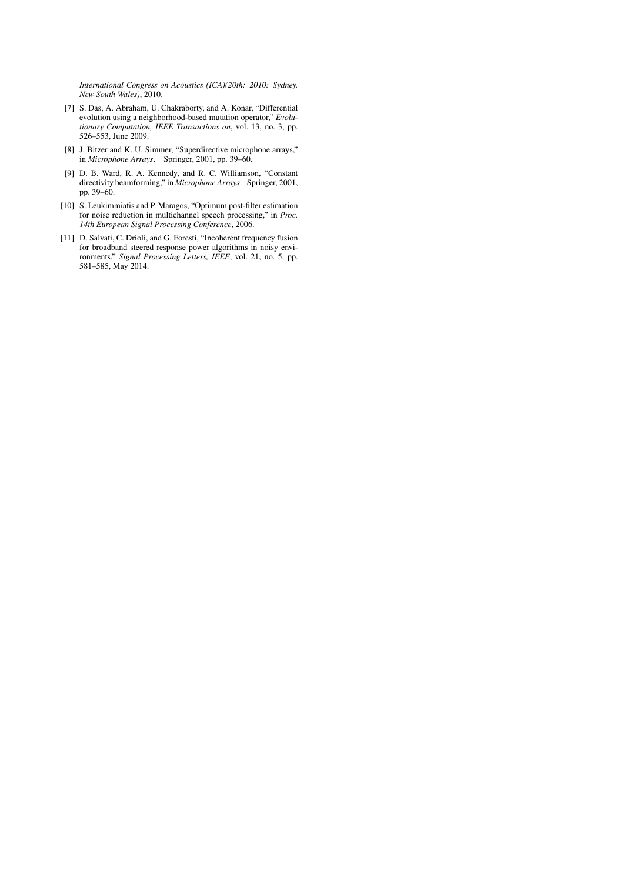*International Congress on Acoustics (ICA)(20th: 2010: Sydney, New South Wales)*, 2010.

[7] S. Das, A. Abraham, U. Chakraborty, and A. Konar, "Differential evolution using a neighborhood-based mutation operator," *Evolutionary Computation, IEEE Transactions on*, vol. 13, no. 3, pp. 526–553, June 2009.

[8] J. Bitzer and K. U. Simmer, "Superdirective microphone arrays," in *Microphone Arrays*. Springer, 2001, pp. 39–60.

[9] D. B. Ward, R. A. Kennedy, and R. C. Williamson, "Constant directivity beamforming," in *Microphone Arrays*. Springer, 2001, pp. 39–60.

[10] S. Leukimmiatis and P. Maragos, "Optimum post-filter estimation for noise reduction in multichannel speech processing," in *Proc. 14th European Signal Processing Conference*, 2006.

[11] D. Salvati, C. Drioli, and G. Foresti, "Incoherent frequency fusion for broadband steered response power algorithms in noisy environments," *Signal Processing Letters, IEEE*, vol. 21, no. 5, pp. 581–585, May 2014.